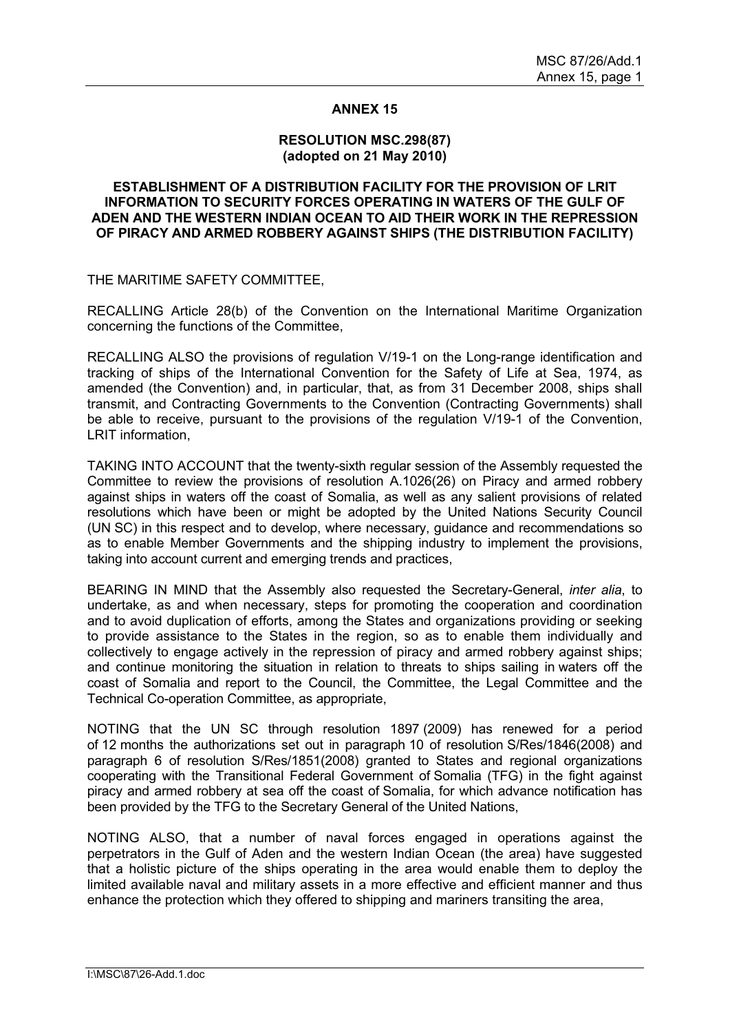## ANNEX 15

### RESOLUTION MSC.298(87)
### (adopted on 21 May 2010)

### ESTABLISHMENT OF A DISTRIBUTION FACILITY FOR THE PROVISION OF LRIT INFORMATION TO SECURITY FORCES OPERATING IN WATERS OF THE GULF OF ADEN AND THE WESTERN INDIAN OCEAN TO AID THEIR WORK IN THE REPRESSION OF PIRACY AND ARMED ROBBERY AGAINST SHIPS (THE DISTRIBUTION FACILITY)

THE MARITIME SAFETY COMMITTEE,

RECALLING Article 28(b) of the Convention on the International Maritime Organization concerning the functions of the Committee,

RECALLING ALSO the provisions of regulation V/19-1 on the Long-range identification and tracking of ships of the International Convention for the Safety of Life at Sea, 1974, as amended (the Convention) and, in particular, that, as from 31 December 2008, ships shall transmit, and Contracting Governments to the Convention (Contracting Governments) shall be able to receive, pursuant to the provisions of the regulation V/19-1 of the Convention, LRIT information,

TAKING INTO ACCOUNT that the twenty-sixth regular session of the Assembly requested the Committee to review the provisions of resolution A.1026(26) on Piracy and armed robbery against ships in waters off the coast of Somalia, as well as any salient provisions of related resolutions which have been or might be adopted by the United Nations Security Council (UN SC) in this respect and to develop, where necessary, guidance and recommendations so as to enable Member Governments and the shipping industry to implement the provisions, taking into account current and emerging trends and practices,

BEARING IN MIND that the Assembly also requested the Secretary-General, *inter alia*, to undertake, as and when necessary, steps for promoting the cooperation and coordination and to avoid duplication of efforts, among the States and organizations providing or seeking to provide assistance to the States in the region, so as to enable them individually and collectively to engage actively in the repression of piracy and armed robbery against ships; and continue monitoring the situation in relation to threats to ships sailing in waters off the coast of Somalia and report to the Council, the Committee, the Legal Committee and the Technical Co-operation Committee, as appropriate,

NOTING that the UN SC through resolution 1897 (2009) has renewed for a period of 12 months the authorizations set out in paragraph 10 of resolution S/Res/1846(2008) and paragraph 6 of resolution S/Res/1851(2008) granted to States and regional organizations cooperating with the Transitional Federal Government of Somalia (TFG) in the fight against piracy and armed robbery at sea off the coast of Somalia, for which advance notification has been provided by the TFG to the Secretary General of the United Nations,

NOTING ALSO, that a number of naval forces engaged in operations against the perpetrators in the Gulf of Aden and the western Indian Ocean (the area) have suggested that a holistic picture of the ships operating in the area would enable them to deploy the limited available naval and military assets in a more effective and efficient manner and thus enhance the protection which they offered to shipping and mariners transiting the area,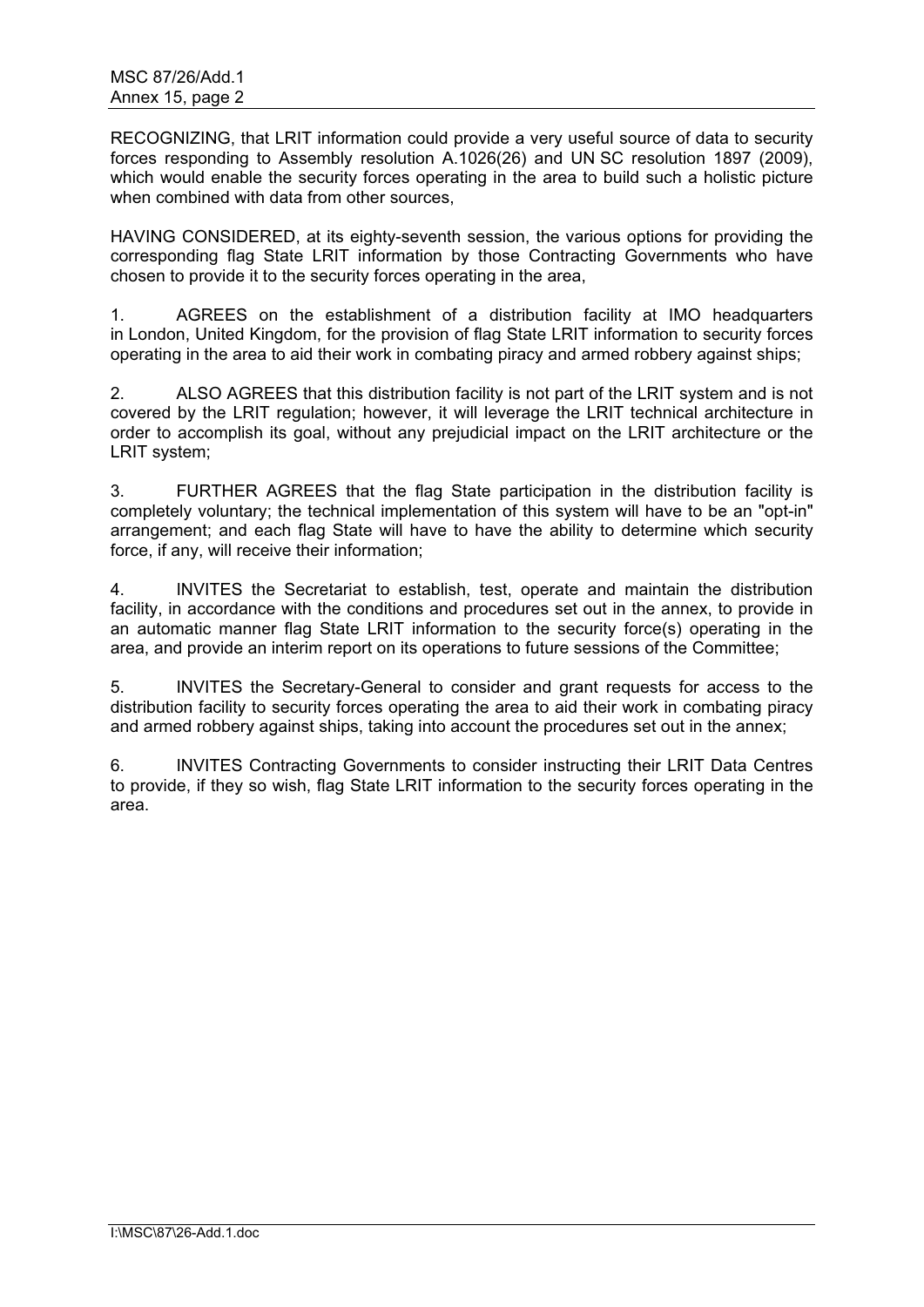RECOGNIZING, that LRIT information could provide a very useful source of data to security forces responding to Assembly resolution A.1026(26) and UN SC resolution 1897 (2009), which would enable the security forces operating in the area to build such a holistic picture when combined with data from other sources,

HAVING CONSIDERED, at its eighty-seventh session, the various options for providing the corresponding flag State LRIT information by those Contracting Governments who have chosen to provide it to the security forces operating in the area,

1. AGREES on the establishment of a distribution facility at IMO headquarters in London, United Kingdom, for the provision of flag State LRIT information to security forces operating in the area to aid their work in combating piracy and armed robbery against ships;

2. ALSO AGREES that this distribution facility is not part of the LRIT system and is not covered by the LRIT regulation; however, it will leverage the LRIT technical architecture in order to accomplish its goal, without any prejudicial impact on the LRIT architecture or the LRIT system;

3. FURTHER AGREES that the flag State participation in the distribution facility is completely voluntary; the technical implementation of this system will have to be an "opt-in" arrangement; and each flag State will have to have the ability to determine which security force, if any, will receive their information;

4. INVITES the Secretariat to establish, test, operate and maintain the distribution facility, in accordance with the conditions and procedures set out in the annex, to provide in an automatic manner flag State LRIT information to the security force(s) operating in the area, and provide an interim report on its operations to future sessions of the Committee;

5. INVITES the Secretary-General to consider and grant requests for access to the distribution facility to security forces operating the area to aid their work in combating piracy and armed robbery against ships, taking into account the procedures set out in the annex;

6. INVITES Contracting Governments to consider instructing their LRIT Data Centres to provide, if they so wish, flag State LRIT information to the security forces operating in the area.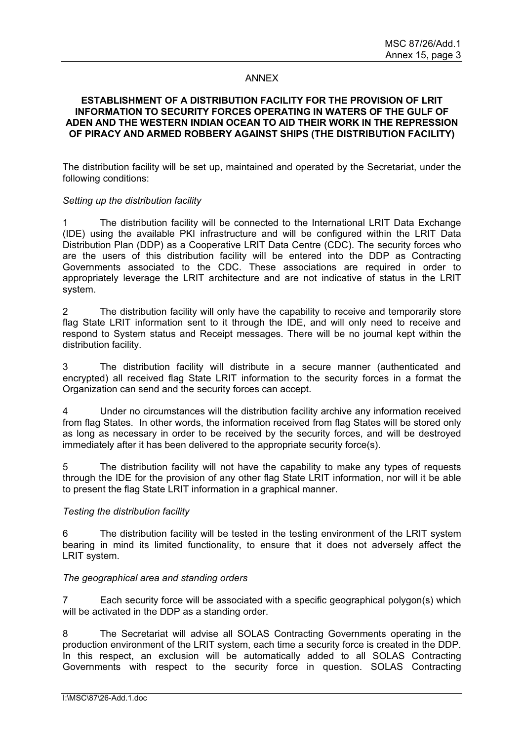ANNEX

**ESTABLISHMENT OF A DISTRIBUTION FACILITY FOR THE PROVISION OF LRIT INFORMATION TO SECURITY FORCES OPERATING IN WATERS OF THE GULF OF ADEN AND THE WESTERN INDIAN OCEAN TO AID THEIR WORK IN THE REPRESSION OF PIRACY AND ARMED ROBBERY AGAINST SHIPS (THE DISTRIBUTION FACILITY)**

The distribution facility will be set up, maintained and operated by the Secretariat, under the following conditions:

*Setting up the distribution facility*

1 The distribution facility will be connected to the International LRIT Data Exchange (IDE) using the available PKI infrastructure and will be configured within the LRIT Data Distribution Plan (DDP) as a Cooperative LRIT Data Centre (CDC). The security forces who are the users of this distribution facility will be entered into the DDP as Contracting Governments associated to the CDC. These associations are required in order to appropriately leverage the LRIT architecture and are not indicative of status in the LRIT system.

2 The distribution facility will only have the capability to receive and temporarily store flag State LRIT information sent to it through the IDE, and will only need to receive and respond to System status and Receipt messages. There will be no journal kept within the distribution facility.

3 The distribution facility will distribute in a secure manner (authenticated and encrypted) all received flag State LRIT information to the security forces in a format the Organization can send and the security forces can accept.

4 Under no circumstances will the distribution facility archive any information received from flag States. In other words, the information received from flag States will be stored only as long as necessary in order to be received by the security forces, and will be destroyed immediately after it has been delivered to the appropriate security force(s).

5 The distribution facility will not have the capability to make any types of requests through the IDE for the provision of any other flag State LRIT information, nor will it be able to present the flag State LRIT information in a graphical manner.

*Testing the distribution facility*

6 The distribution facility will be tested in the testing environment of the LRIT system bearing in mind its limited functionality, to ensure that it does not adversely affect the LRIT system.

*The geographical area and standing orders*

7 Each security force will be associated with a specific geographical polygon(s) which will be activated in the DDP as a standing order.

8 The Secretariat will advise all SOLAS Contracting Governments operating in the production environment of the LRIT system, each time a security force is created in the DDP. In this respect, an exclusion will be automatically added to all SOLAS Contracting Governments with respect to the security force in question. SOLAS Contracting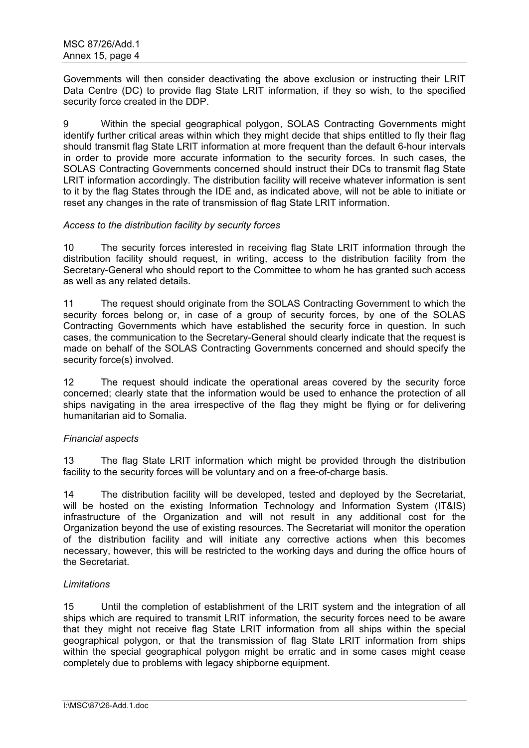Governments will then consider deactivating the above exclusion or instructing their LRIT Data Centre (DC) to provide flag State LRIT information, if they so wish, to the specified security force created in the DDP.

9 Within the special geographical polygon, SOLAS Contracting Governments might identify further critical areas within which they might decide that ships entitled to fly their flag should transmit flag State LRIT information at more frequent than the default 6-hour intervals in order to provide more accurate information to the security forces. In such cases, the SOLAS Contracting Governments concerned should instruct their DCs to transmit flag State LRIT information accordingly. The distribution facility will receive whatever information is sent to it by the flag States through the IDE and, as indicated above, will not be able to initiate or reset any changes in the rate of transmission of flag State LRIT information.

*Access to the distribution facility by security forces*

10 The security forces interested in receiving flag State LRIT information through the distribution facility should request, in writing, access to the distribution facility from the Secretary-General who should report to the Committee to whom he has granted such access as well as any related details.

11 The request should originate from the SOLAS Contracting Government to which the security forces belong or, in case of a group of security forces, by one of the SOLAS Contracting Governments which have established the security force in question. In such cases, the communication to the Secretary-General should clearly indicate that the request is made on behalf of the SOLAS Contracting Governments concerned and should specify the security force(s) involved.

12 The request should indicate the operational areas covered by the security force concerned; clearly state that the information would be used to enhance the protection of all ships navigating in the area irrespective of the flag they might be flying or for delivering humanitarian aid to Somalia.

*Financial aspects*

13 The flag State LRIT information which might be provided through the distribution facility to the security forces will be voluntary and on a free-of-charge basis.

14 The distribution facility will be developed, tested and deployed by the Secretariat, will be hosted on the existing Information Technology and Information System (IT&IS) infrastructure of the Organization and will not result in any additional cost for the Organization beyond the use of existing resources. The Secretariat will monitor the operation of the distribution facility and will initiate any corrective actions when this becomes necessary, however, this will be restricted to the working days and during the office hours of the Secretariat.

*Limitations*

15 Until the completion of establishment of the LRIT system and the integration of all ships which are required to transmit LRIT information, the security forces need to be aware that they might not receive flag State LRIT information from all ships within the special geographical polygon, or that the transmission of flag State LRIT information from ships within the special geographical polygon might be erratic and in some cases might cease completely due to problems with legacy shipborne equipment.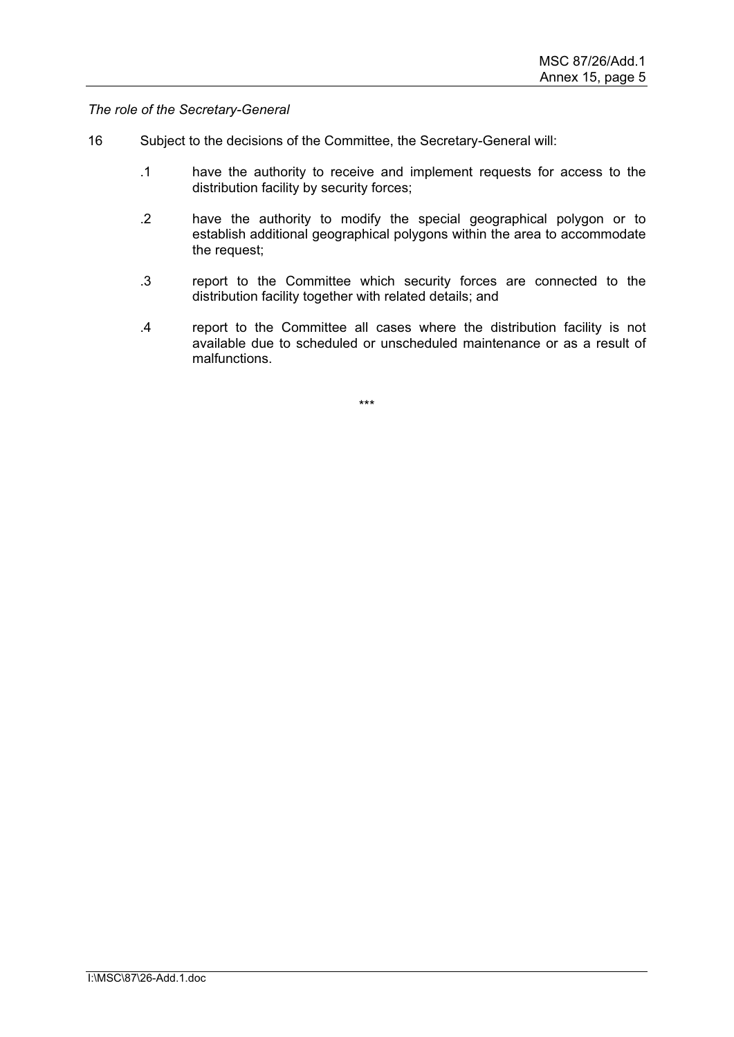*The role of the Secretary-General*

16 Subject to the decisions of the Committee, the Secretary-General will:

.1 have the authority to receive and implement requests for access to the distribution facility by security forces;

.2 have the authority to modify the special geographical polygon or to establish additional geographical polygons within the area to accommodate the request;

.3 report to the Committee which security forces are connected to the distribution facility together with related details; and

.4 report to the Committee all cases where the distribution facility is not available due to scheduled or unscheduled maintenance or as a result of malfunctions.

***